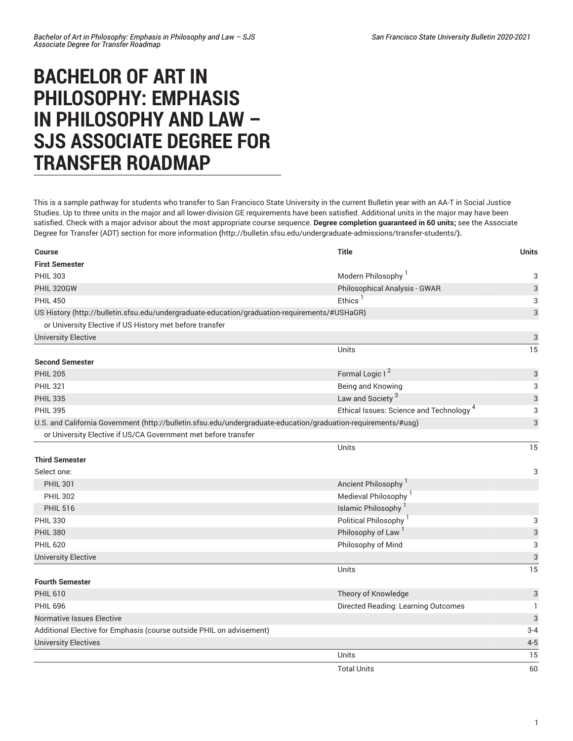# BACHELOR OF ART IN PHILOSOPHY: EMPHASIS IN PHILOSOPHY AND LAW – SJS ASSOCIATE DEGREE FOR TRANSFER ROADMAP

This is a sample pathway for students who transfer to San Francisco State University in the current Bulletin year with an AA-T in Social Justice Studies. Up to three units in the major and all lower-division GE requirements have been satisfied. Additional units in the major may have been satisfied. Check with a major advisor about the most appropriate course sequence. **Degree completion guaranteed in 60 units;** see the Associate Degree for Transfer (ADT) section for more information **(**http://bulletin.sfsu.edu/undergraduate-admissions/transfer-students/**).**

| Course | Title | Units |
|---|---|---|
| **First Semester** | | |
| PHIL 303 | Modern Philosophy [1] | 3 |
| PHIL 320GW | Philosophical Analysis - GWAR | 3 |
| PHIL 450 | Ethics [1] | 3 |
| US History (http://bulletin.sfsu.edu/undergraduate-education/graduation-requirements/#USHaGR) | | 3 |
| or University Elective if US History met before transfer | | |
| University Elective | | 3 |
| | Units | 15 |
| **Second Semester** | | |
| PHIL 205 | Formal Logic I [2] | 3 |
| PHIL 321 | Being and Knowing | 3 |
| PHIL 335 | Law and Society [3] | 3 |
| PHIL 395 | Ethical Issues: Science and Technology [4] | 3 |
| U.S. and California Government (http://bulletin.sfsu.edu/undergraduate-education/graduation-requirements/#usg) | | 3 |
| or University Elective if US/CA Government met before transfer | | |
| | Units | 15 |
| **Third Semester** | | |
| Select one: | | 3 |
| PHIL 301 | Ancient Philosophy [1] | |
| PHIL 302 | Medieval Philosophy [1] | |
| PHIL 516 | Islamic Philosophy [1] | |
| PHIL 330 | Political Philosophy [1] | 3 |
| PHIL 380 | Philosophy of Law [1] | 3 |
| PHIL 620 | Philosophy of Mind | 3 |
| University Elective | | 3 |
| | Units | 15 |
| **Fourth Semester** | | |
| PHIL 610 | Theory of Knowledge | 3 |
| PHIL 696 | Directed Reading: Learning Outcomes | 1 |
| Normative Issues Elective | | 3 |
| Additional Elective for Emphasis (course outside PHIL on advisement) | | 3-4 |
| University Electives | | 4-5 |
| | Units | 15 |
| | Total Units | 60 |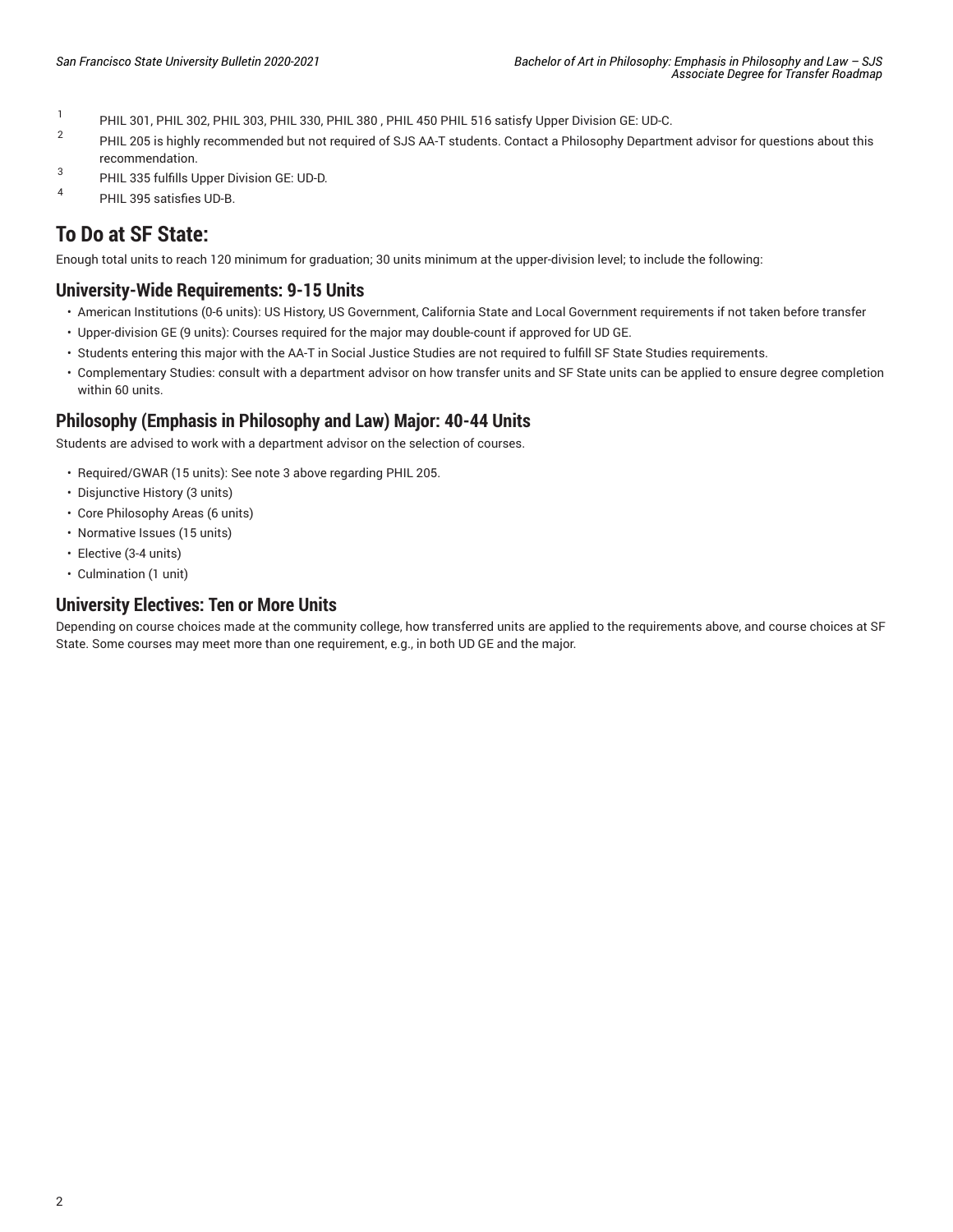1. PHIL 301, PHIL 302, PHIL 303, PHIL 330, PHIL 380 , PHIL 450 PHIL 516 satisfy Upper Division GE: UD-C.
2. PHIL 205 is highly recommended but not required of SJS AA-T students. Contact a Philosophy Department advisor for questions about this recommendation.
3. PHIL 335 fulfills Upper Division GE: UD-D.
4. PHIL 395 satisfies UD-B.

# To Do at SF State:

Enough total units to reach 120 minimum for graduation; 30 units minimum at the upper-division level; to include the following:

## University-Wide Requirements: 9-15 Units

- American Institutions (0-6 units): US History, US Government, California State and Local Government requirements if not taken before transfer
- Upper-division GE (9 units): Courses required for the major may double-count if approved for UD GE.
- Students entering this major with the AA-T in Social Justice Studies are not required to fulfill SF State Studies requirements.
- Complementary Studies: consult with a department advisor on how transfer units and SF State units can be applied to ensure degree completion within 60 units.

## Philosophy (Emphasis in Philosophy and Law) Major: 40-44 Units

Students are advised to work with a department advisor on the selection of courses.

- Required/GWAR (15 units): See note 3 above regarding PHIL 205.
- Disjunctive History (3 units)
- Core Philosophy Areas (6 units)
- Normative Issues (15 units)
- Elective (3-4 units)
- Culmination (1 unit)

## University Electives: Ten or More Units

Depending on course choices made at the community college, how transferred units are applied to the requirements above, and course choices at SF State. Some courses may meet more than one requirement, e.g., in both UD GE and the major.